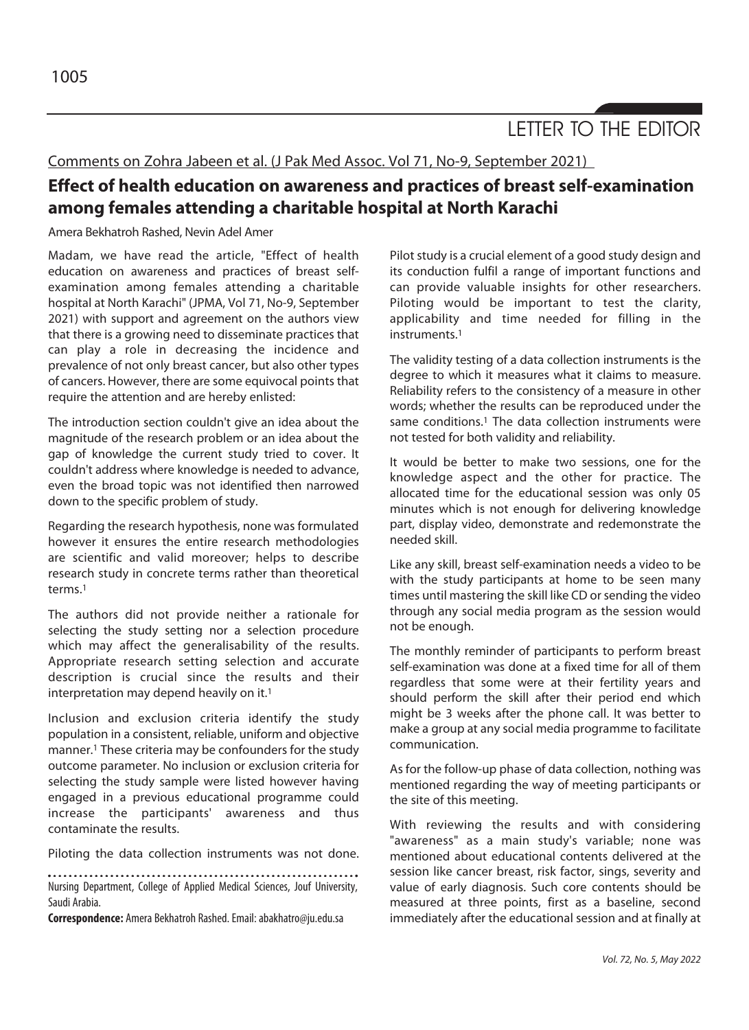LETTER TO THE EDITOR

Comments on Zohra Jabeen et al. (J Pak Med Assoc. Vol 71, No-9, September 2021)

# Effect of health education on awareness and practices of breast self-examination among females attending a charitable hospital at North Karachi

Amera Bekhatroh Rashed, Nevin Adel Amer

Madam, we have read the article, "Effect of health education on awareness and practices of breast self-examination among females attending a charitable hospital at North Karachi" (JPMA, Vol 71, No-9, September 2021) with support and agreement on the authors view that there is a growing need to disseminate practices that can play a role in decreasing the incidence and prevalence of not only breast cancer, but also other types of cancers. However, there are some equivocal points that require the attention and are hereby enlisted:

The introduction section couldn't give an idea about the magnitude of the research problem or an idea about the gap of knowledge the current study tried to cover. It couldn't address where knowledge is needed to advance, even the broad topic was not identified then narrowed down to the specific problem of study.

Regarding the research hypothesis, none was formulated however it ensures the entire research methodologies are scientific and valid moreover; helps to describe research study in concrete terms rather than theoretical terms.[1]

The authors did not provide neither a rationale for selecting the study setting nor a selection procedure which may affect the generalisability of the results. Appropriate research setting selection and accurate description is crucial since the results and their interpretation may depend heavily on it.[1]

Inclusion and exclusion criteria identify the study population in a consistent, reliable, uniform and objective manner.[1] These criteria may be confounders for the study outcome parameter. No inclusion or exclusion criteria for selecting the study sample were listed however having engaged in a previous educational programme could increase the participants' awareness and thus contaminate the results.

Piloting the data collection instruments was not done. Pilot study is a crucial element of a good study design and its conduction fulfil a range of important functions and can provide valuable insights for other researchers. Piloting would be important to test the clarity, applicability and time needed for filling in the instruments.[1]

The validity testing of a data collection instruments is the degree to which it measures what it claims to measure. Reliability refers to the consistency of a measure in other words; whether the results can be reproduced under the same conditions.[1] The data collection instruments were not tested for both validity and reliability.

It would be better to make two sessions, one for the knowledge aspect and the other for practice. The allocated time for the educational session was only 05 minutes which is not enough for delivering knowledge part, display video, demonstrate and redemonstrate the needed skill.

Like any skill, breast self-examination needs a video to be with the study participants at home to be seen many times until mastering the skill like CD or sending the video through any social media program as the session would not be enough.

The monthly reminder of participants to perform breast self-examination was done at a fixed time for all of them regardless that some were at their fertility years and should perform the skill after their period end which might be 3 weeks after the phone call. It was better to make a group at any social media programme to facilitate communication.

As for the follow-up phase of data collection, nothing was mentioned regarding the way of meeting participants or the site of this meeting.

With reviewing the results and with considering "awareness" as a main study's variable; none was mentioned about educational contents delivered at the session like cancer breast, risk factor, sings, severity and value of early diagnosis. Such core contents should be measured at three points, first as a baseline, second immediately after the educational session and at finally at

---

Nursing Department, College of Applied Medical Sciences, Jouf University, Saudi Arabia.

**Correspondence:** Amera Bekhatroh Rashed. Email: abakhatro@ju.edu.sa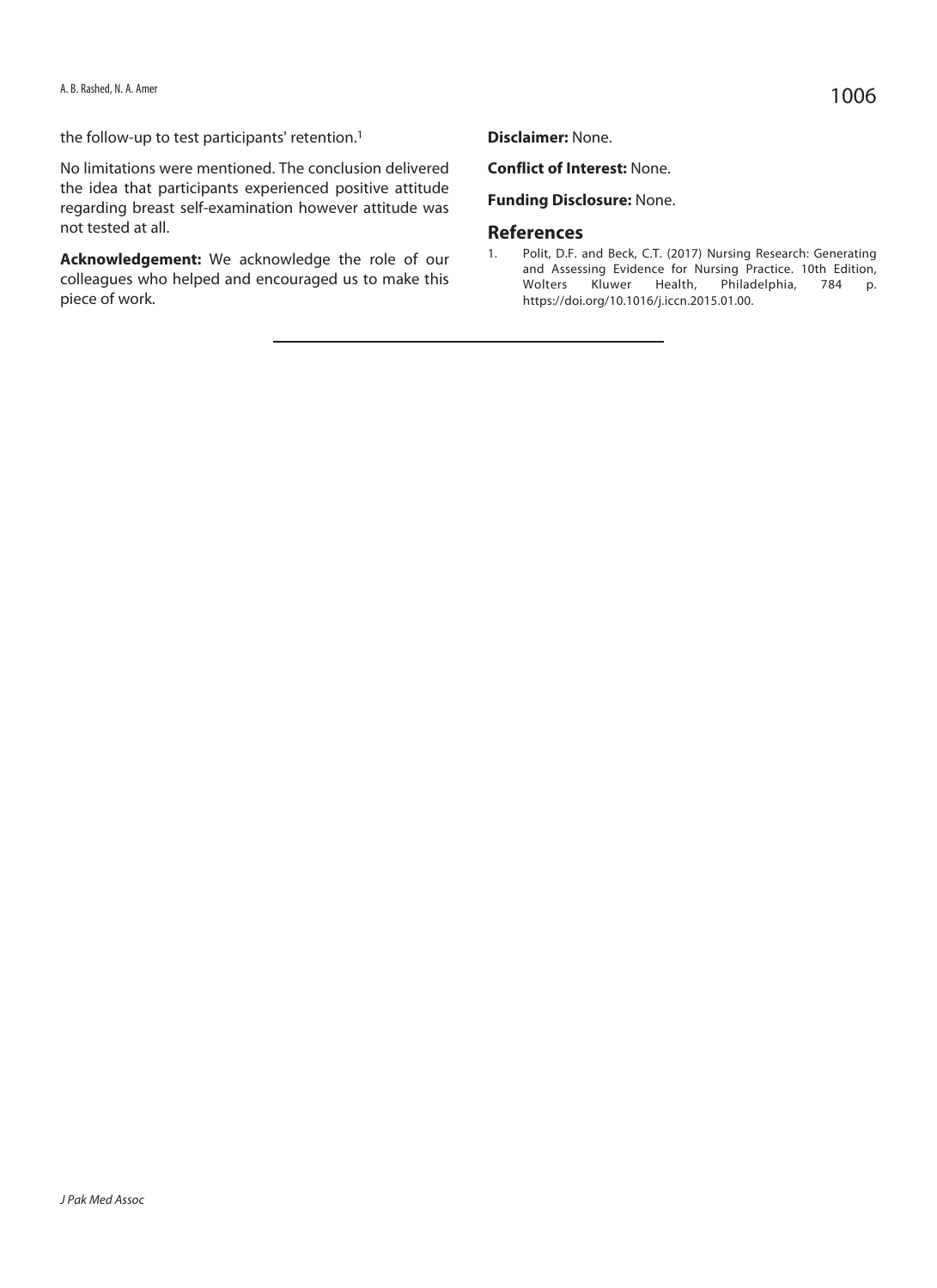the follow-up to test participants' retention.[1]

No limitations were mentioned. The conclusion delivered the idea that participants experienced positive attitude regarding breast self-examination however attitude was not tested at all.

**Acknowledgement:** We acknowledge the role of our colleagues who helped and encouraged us to make this piece of work.

**Disclaimer:** None.

**Conflict of Interest:** None.

**Funding Disclosure:** None.

## References

1. Polit, D.F. and Beck, C.T. (2017) Nursing Research: Generating and Assessing Evidence for Nursing Practice. 10th Edition, Wolters Kluwer Health, Philadelphia, 784 p. https://doi.org/10.1016/j.iccn.2015.01.00.